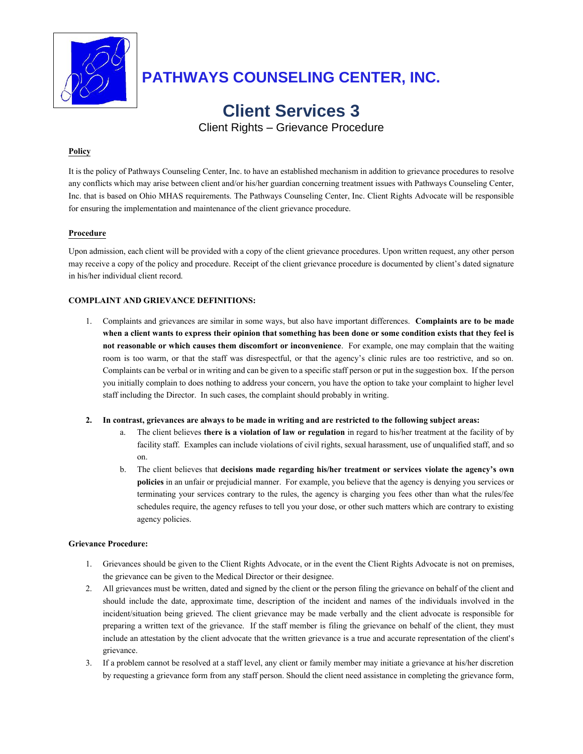# PATHWAYS COUNSELING CENTER, INC.

## Client Services 3

Client Rights – Grievance Procedure

**Policy**

It is the policy of Pathways Counseling Center, Inc. to have an established mechanism in addition to grievance procedures to resolve any conflicts which may arise between client and/or his/her guardian concerning treatment issues with Pathways Counseling Center, Inc. that is based on Ohio MHAS requirements. The Pathways Counseling Center, Inc. Client Rights Advocate will be responsible for ensuring the implementation and maintenance of the client grievance procedure.

**Procedure**

Upon admission, each client will be provided with a copy of the client grievance procedures. Upon written request, any other person may receive a copy of the policy and procedure. Receipt of the client grievance procedure is documented by client's dated signature in his/her individual client record.

**COMPLAINT AND GRIEVANCE DEFINITIONS:**

1. Complaints and grievances are similar in some ways, but also have important differences. **Complaints are to be made when a client wants to express their opinion that something has been done or some condition exists that they feel is not reasonable or which causes them discomfort or inconvenience**. For example, one may complain that the waiting room is too warm, or that the staff was disrespectful, or that the agency's clinic rules are too restrictive, and so on. Complaints can be verbal or in writing and can be given to a specific staff person or put in the suggestion box. If the person you initially complain to does nothing to address your concern, you have the option to take your complaint to higher level staff including the Director. In such cases, the complaint should probably in writing.

2. **In contrast, grievances are always to be made in writing and are restricted to the following subject areas:**
   a. The client believes **there is a violation of law or regulation** in regard to his/her treatment at the facility of by facility staff. Examples can include violations of civil rights, sexual harassment, use of unqualified staff, and so on.
   b. The client believes that **decisions made regarding his/her treatment or services violate the agency's own policies** in an unfair or prejudicial manner. For example, you believe that the agency is denying you services or terminating your services contrary to the rules, the agency is charging you fees other than what the rules/fee schedules require, the agency refuses to tell you your dose, or other such matters which are contrary to existing agency policies.

**Grievance Procedure:**

1. Grievances should be given to the Client Rights Advocate, or in the event the Client Rights Advocate is not on premises, the grievance can be given to the Medical Director or their designee.
2. All grievances must be written, dated and signed by the client or the person filing the grievance on behalf of the client and should include the date, approximate time, description of the incident and names of the individuals involved in the incident/situation being grieved. The client grievance may be made verbally and the client advocate is responsible for preparing a written text of the grievance. If the staff member is filing the grievance on behalf of the client, they must include an attestation by the client advocate that the written grievance is a true and accurate representation of the client's grievance.
3. If a problem cannot be resolved at a staff level, any client or family member may initiate a grievance at his/her discretion by requesting a grievance form from any staff person. Should the client need assistance in completing the grievance form,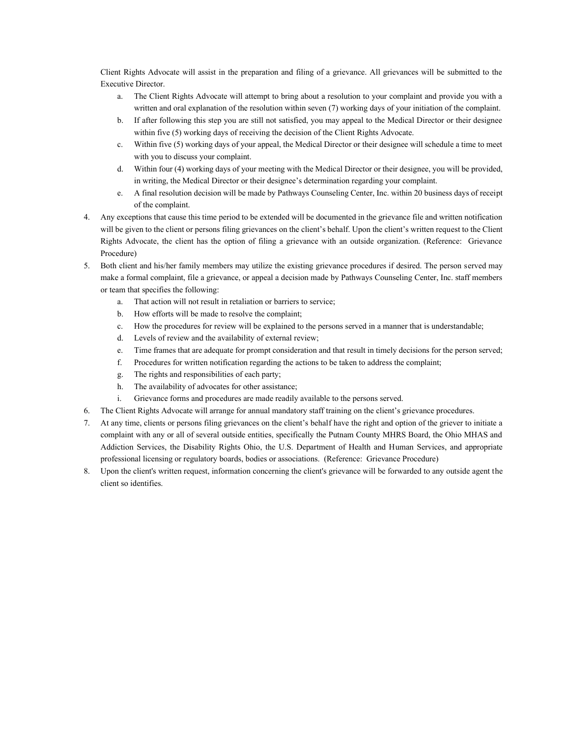Client Rights Advocate will assist in the preparation and filing of a grievance. All grievances will be submitted to the Executive Director.

  a. The Client Rights Advocate will attempt to bring about a resolution to your complaint and provide you with a written and oral explanation of the resolution within seven (7) working days of your initiation of the complaint.
  b. If after following this step you are still not satisfied, you may appeal to the Medical Director or their designee within five (5) working days of receiving the decision of the Client Rights Advocate.
  c. Within five (5) working days of your appeal, the Medical Director or their designee will schedule a time to meet with you to discuss your complaint.
  d. Within four (4) working days of your meeting with the Medical Director or their designee, you will be provided, in writing, the Medical Director or their designee's determination regarding your complaint.
  e. A final resolution decision will be made by Pathways Counseling Center, Inc. within 20 business days of receipt of the complaint.

4. Any exceptions that cause this time period to be extended will be documented in the grievance file and written notification will be given to the client or persons filing grievances on the client's behalf. Upon the client's written request to the Client Rights Advocate, the client has the option of filing a grievance with an outside organization. (Reference: Grievance Procedure)
5. Both client and his/her family members may utilize the existing grievance procedures if desired. The person served may make a formal complaint, file a grievance, or appeal a decision made by Pathways Counseling Center, Inc. staff members or team that specifies the following:
   a. That action will not result in retaliation or barriers to service;
   b. How efforts will be made to resolve the complaint;
   c. How the procedures for review will be explained to the persons served in a manner that is understandable;
   d. Levels of review and the availability of external review;
   e. Time frames that are adequate for prompt consideration and that result in timely decisions for the person served;
   f. Procedures for written notification regarding the actions to be taken to address the complaint;
   g. The rights and responsibilities of each party;
   h. The availability of advocates for other assistance;
   i. Grievance forms and procedures are made readily available to the persons served.
6. The Client Rights Advocate will arrange for annual mandatory staff training on the client's grievance procedures.
7. At any time, clients or persons filing grievances on the client's behalf have the right and option of the griever to initiate a complaint with any or all of several outside entities, specifically the Putnam County MHRS Board, the Ohio MHAS and Addiction Services, the Disability Rights Ohio, the U.S. Department of Health and Human Services, and appropriate professional licensing or regulatory boards, bodies or associations. (Reference: Grievance Procedure)
8. Upon the client's written request, information concerning the client's grievance will be forwarded to any outside agent the client so identifies.